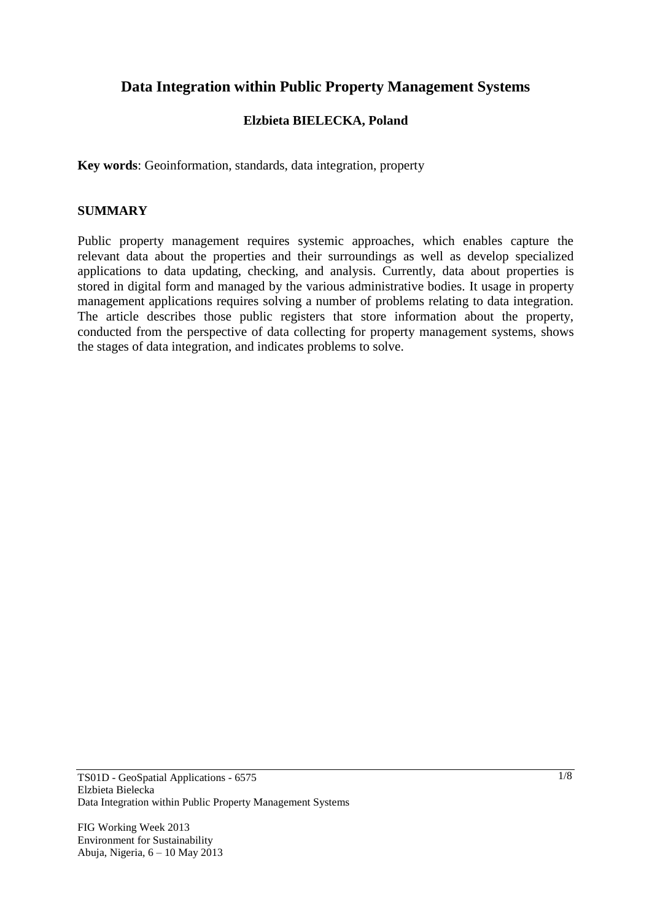# Data Integration within Public Property Management Systems

**Elzbieta BIELECKA, Poland**

**Key words**: Geoinformation, standards, data integration, property

## SUMMARY

Public property management requires systemic approaches, which enables capture the relevant data about the properties and their surroundings as well as develop specialized applications to data updating, checking, and analysis. Currently, data about properties is stored in digital form and managed by the various administrative bodies. It usage in property management applications requires solving a number of problems relating to data integration. The article describes those public registers that store information about the property, conducted from the perspective of data collecting for property management systems, shows the stages of data integration, and indicates problems to solve.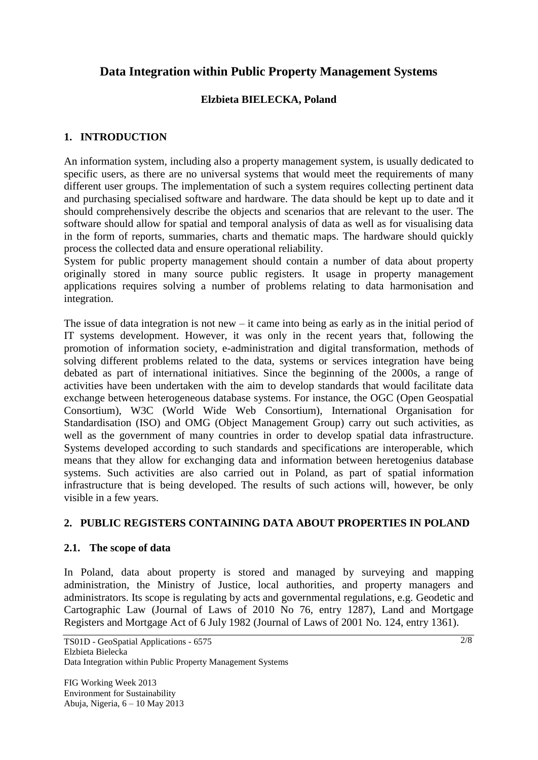# Data Integration within Public Property Management Systems

**Elzbieta BIELECKA, Poland**

## 1. INTRODUCTION

An information system, including also a property management system, is usually dedicated to specific users, as there are no universal systems that would meet the requirements of many different user groups. The implementation of such a system requires collecting pertinent data and purchasing specialised software and hardware. The data should be kept up to date and it should comprehensively describe the objects and scenarios that are relevant to the user. The software should allow for spatial and temporal analysis of data as well as for visualising data in the form of reports, summaries, charts and thematic maps. The hardware should quickly process the collected data and ensure operational reliability.

System for public property management should contain a number of data about property originally stored in many source public registers. It usage in property management applications requires solving a number of problems relating to data harmonisation and integration.

The issue of data integration is not new – it came into being as early as in the initial period of IT systems development. However, it was only in the recent years that, following the promotion of information society, e-administration and digital transformation, methods of solving different problems related to the data, systems or services integration have being debated as part of international initiatives. Since the beginning of the 2000s, a range of activities have been undertaken with the aim to develop standards that would facilitate data exchange between heterogeneous database systems. For instance, the OGC (Open Geospatial Consortium), W3C (World Wide Web Consortium), International Organisation for Standardisation (ISO) and OMG (Object Management Group) carry out such activities, as well as the government of many countries in order to develop spatial data infrastructure. Systems developed according to such standards and specifications are interoperable, which means that they allow for exchanging data and information between heretogenius database systems. Such activities are also carried out in Poland, as part of spatial information infrastructure that is being developed. The results of such actions will, however, be only visible in a few years.

## 2. PUBLIC REGISTERS CONTAINING DATA ABOUT PROPERTIES IN POLAND

### 2.1. The scope of data

In Poland, data about property is stored and managed by surveying and mapping administration, the Ministry of Justice, local authorities, and property managers and administrators. Its scope is regulating by acts and governmental regulations, e.g. Geodetic and Cartographic Law (Journal of Laws of 2010 No 76, entry 1287), Land and Mortgage Registers and Mortgage Act of 6 July 1982 (Journal of Laws of 2001 No. 124, entry 1361).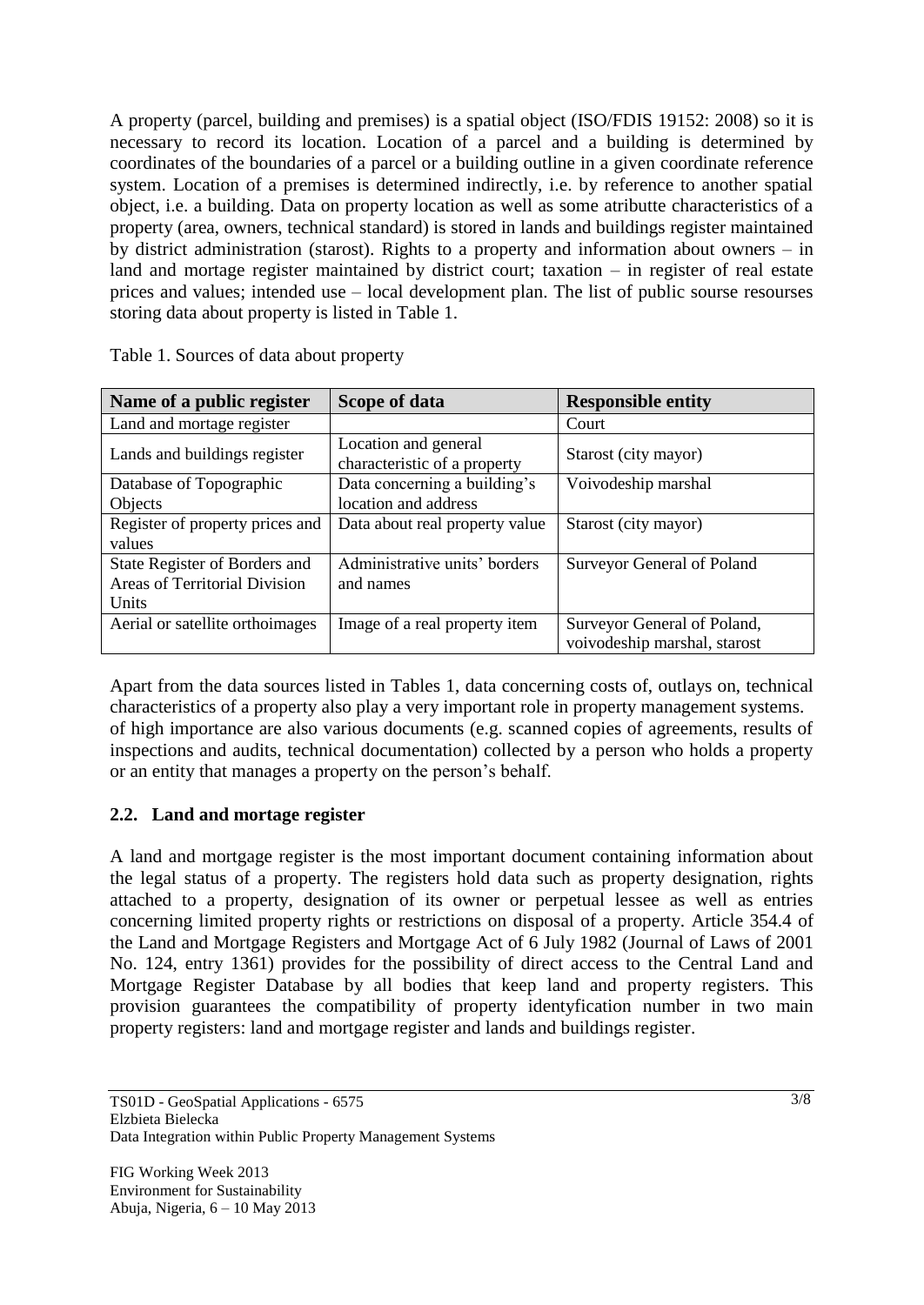A property (parcel, building and premises) is a spatial object (ISO/FDIS 19152: 2008) so it is necessary to record its location. Location of a parcel and a building is determined by coordinates of the boundaries of a parcel or a building outline in a given coordinate reference system. Location of a premises is determined indirectly, i.e. by reference to another spatial object, i.e. a building. Data on property location as well as some atributte characteristics of a property (area, owners, technical standard) is stored in lands and buildings register maintained by district administration (starost). Rights to a property and information about owners – in land and mortage register maintained by district court; taxation – in register of real estate prices and values; intended use – local development plan. The list of public sourse resourses storing data about property is listed in Table 1.

Table 1. Sources of data about property

| Name of a public register | Scope of data | Responsible entity |
| --- | --- | --- |
| Land and mortage register | | Court |
| Lands and buildings register | Location and general characteristic of a property | Starost (city mayor) |
| Database of Topographic Objects | Data concerning a building's location and address | Voivodeship marshal |
| Register of property prices and values | Data about real property value | Starost (city mayor) |
| State Register of Borders and Areas of Territorial Division Units | Administrative units' borders and names | Surveyor General of Poland |
| Aerial or satellite orthoimages | Image of a real property item | Surveyor General of Poland, voivodeship marshal, starost |

Apart from the data sources listed in Tables 1, data concerning costs of, outlays on, technical characteristics of a property also play a very important role in property management systems. of high importance are also various documents (e.g. scanned copies of agreements, results of inspections and audits, technical documentation) collected by a person who holds a property or an entity that manages a property on the person's behalf.

## 2.2. Land and mortage register

A land and mortgage register is the most important document containing information about the legal status of a property. The registers hold data such as property designation, rights attached to a property, designation of its owner or perpetual lessee as well as entries concerning limited property rights or restrictions on disposal of a property. Article 354.4 of the Land and Mortgage Registers and Mortgage Act of 6 July 1982 (Journal of Laws of 2001 No. 124, entry 1361) provides for the possibility of direct access to the Central Land and Mortgage Register Database by all bodies that keep land and property registers. This provision guarantees the compatibility of property identyfication number in two main property registers: land and mortgage register and lands and buildings register.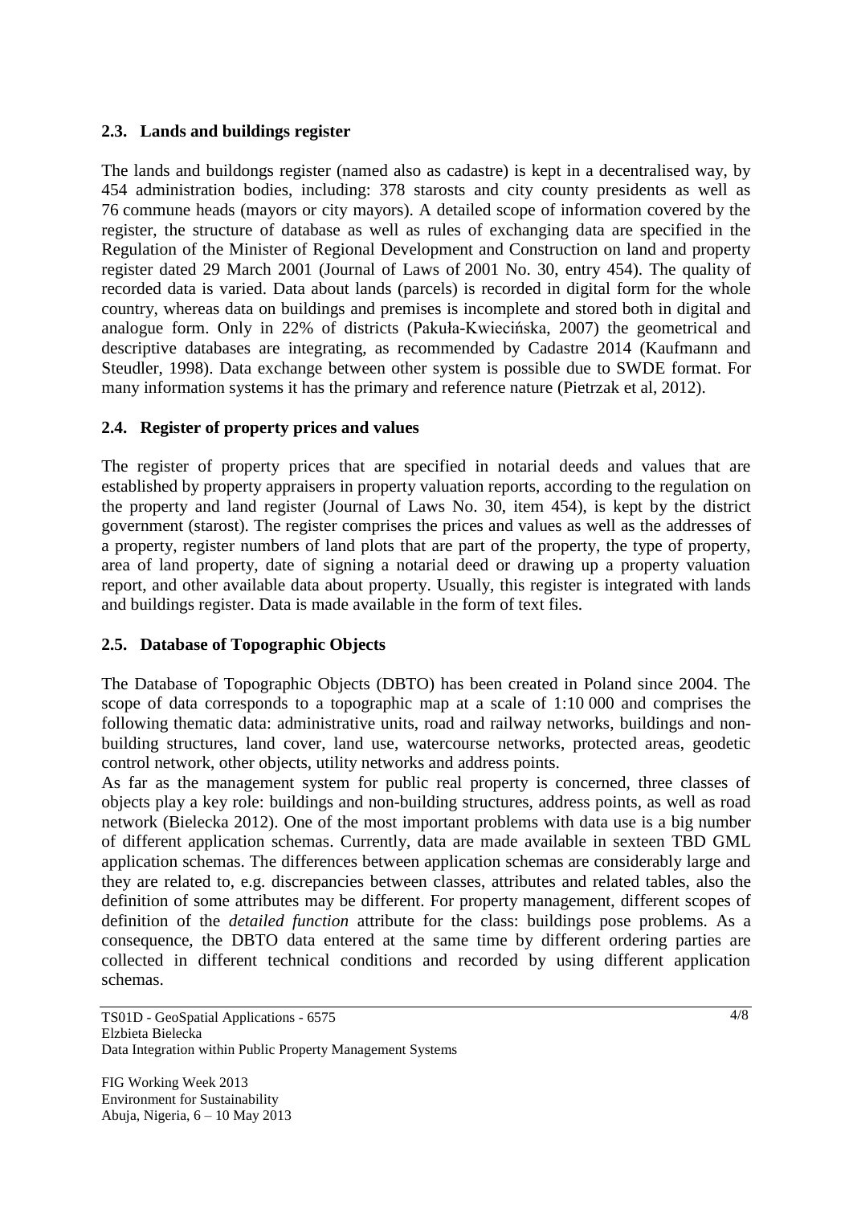## 2.3. Lands and buildings register

The lands and buildongs register (named also as cadastre) is kept in a decentralised way, by 454 administration bodies, including: 378 starosts and city county presidents as well as 76 commune heads (mayors or city mayors). A detailed scope of information covered by the register, the structure of database as well as rules of exchanging data are specified in the Regulation of the Minister of Regional Development and Construction on land and property register dated 29 March 2001 (Journal of Laws of 2001 No. 30, entry 454). The quality of recorded data is varied. Data about lands (parcels) is recorded in digital form for the whole country, whereas data on buildings and premises is incomplete and stored both in digital and analogue form. Only in 22% of districts (Pakuła-Kwiecińska, 2007) the geometrical and descriptive databases are integrating, as recommended by Cadastre 2014 (Kaufmann and Steudler, 1998). Data exchange between other system is possible due to SWDE format. For many information systems it has the primary and reference nature (Pietrzak et al, 2012).

## 2.4. Register of property prices and values

The register of property prices that are specified in notarial deeds and values that are established by property appraisers in property valuation reports, according to the regulation on the property and land register (Journal of Laws No. 30, item 454), is kept by the district government (starost). The register comprises the prices and values as well as the addresses of a property, register numbers of land plots that are part of the property, the type of property, area of land property, date of signing a notarial deed or drawing up a property valuation report, and other available data about property. Usually, this register is integrated with lands and buildings register. Data is made available in the form of text files.

## 2.5. Database of Topographic Objects

The Database of Topographic Objects (DBTO) has been created in Poland since 2004. The scope of data corresponds to a topographic map at a scale of 1:10 000 and comprises the following thematic data: administrative units, road and railway networks, buildings and non-building structures, land cover, land use, watercourse networks, protected areas, geodetic control network, other objects, utility networks and address points.

As far as the management system for public real property is concerned, three classes of objects play a key role: buildings and non-building structures, address points, as well as road network (Bielecka 2012). One of the most important problems with data use is a big number of different application schemas. Currently, data are made available in sexteen TBD GML application schemas. The differences between application schemas are considerably large and they are related to, e.g. discrepancies between classes, attributes and related tables, also the definition of some attributes may be different. For property management, different scopes of definition of the *detailed function* attribute for the class: buildings pose problems. As a consequence, the DBTO data entered at the same time by different ordering parties are collected in different technical conditions and recorded by using different application schemas.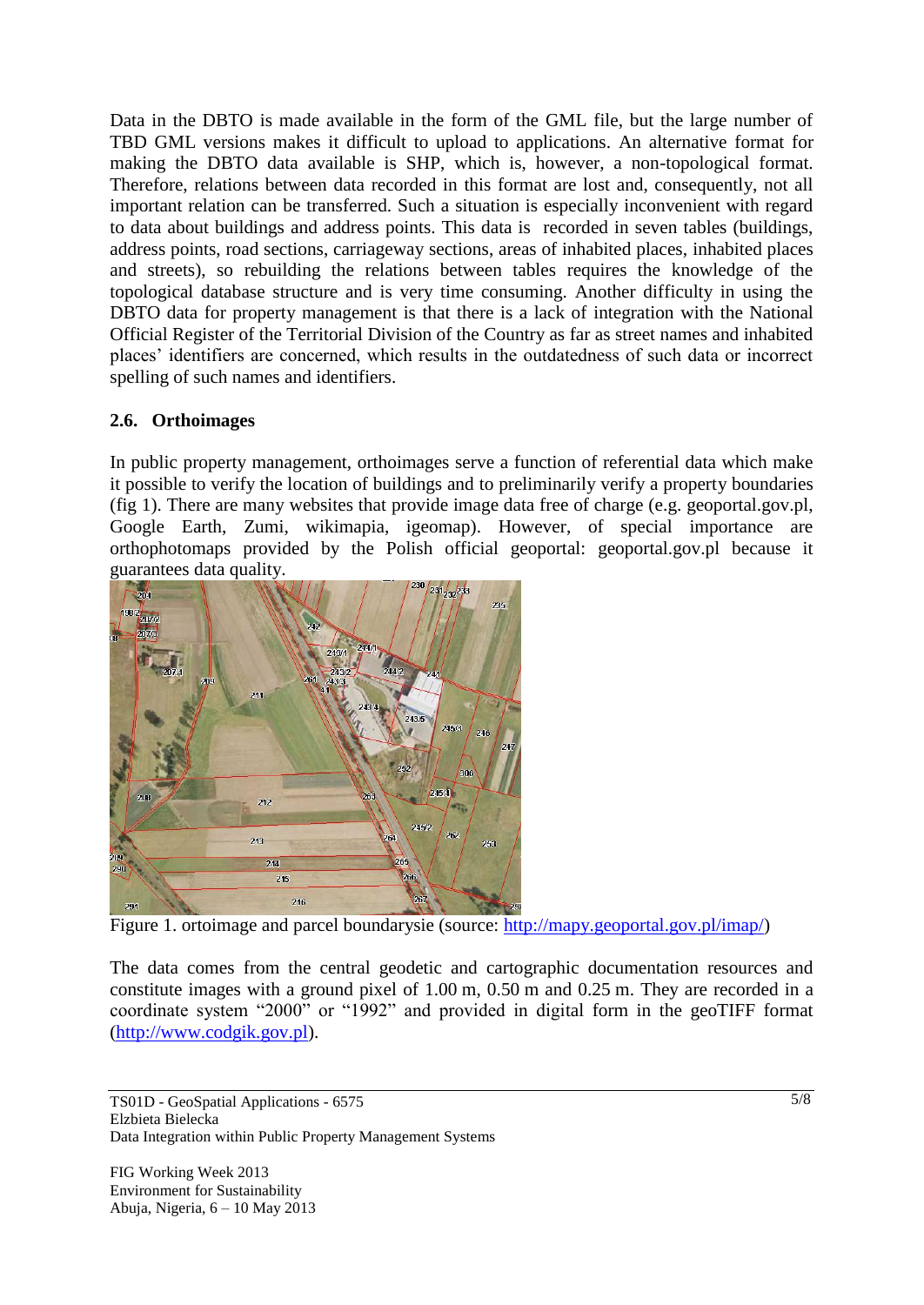Data in the DBTO is made available in the form of the GML file, but the large number of TBD GML versions makes it difficult to upload to applications. An alternative format for making the DBTO data available is SHP, which is, however, a non-topological format. Therefore, relations between data recorded in this format are lost and, consequently, not all important relation can be transferred. Such a situation is especially inconvenient with regard to data about buildings and address points. This data is recorded in seven tables (buildings, address points, road sections, carriageway sections, areas of inhabited places, inhabited places and streets), so rebuilding the relations between tables requires the knowledge of the topological database structure and is very time consuming. Another difficulty in using the DBTO data for property management is that there is a lack of integration with the National Official Register of the Territorial Division of the Country as far as street names and inhabited places' identifiers are concerned, which results in the outdatedness of such data or incorrect spelling of such names and identifiers.

### 2.6. Orthoimages

In public property management, orthoimages serve a function of referential data which make it possible to verify the location of buildings and to preliminarily verify a property boundaries (fig 1). There are many websites that provide image data free of charge (e.g. geoportal.gov.pl, Google Earth, Zumi, wikimapia, igeomap). However, of special importance are orthophotomaps provided by the Polish official geoportal: geoportal.gov.pl because it guarantees data quality.

Figure 1. ortoimage and parcel boundarysie (source: http://mapy.geoportal.gov.pl/imap/)

The data comes from the central geodetic and cartographic documentation resources and constitute images with a ground pixel of 1.00 m, 0.50 m and 0.25 m. They are recorded in a coordinate system "2000" or "1992" and provided in digital form in the geoTIFF format (http://www.codgik.gov.pl).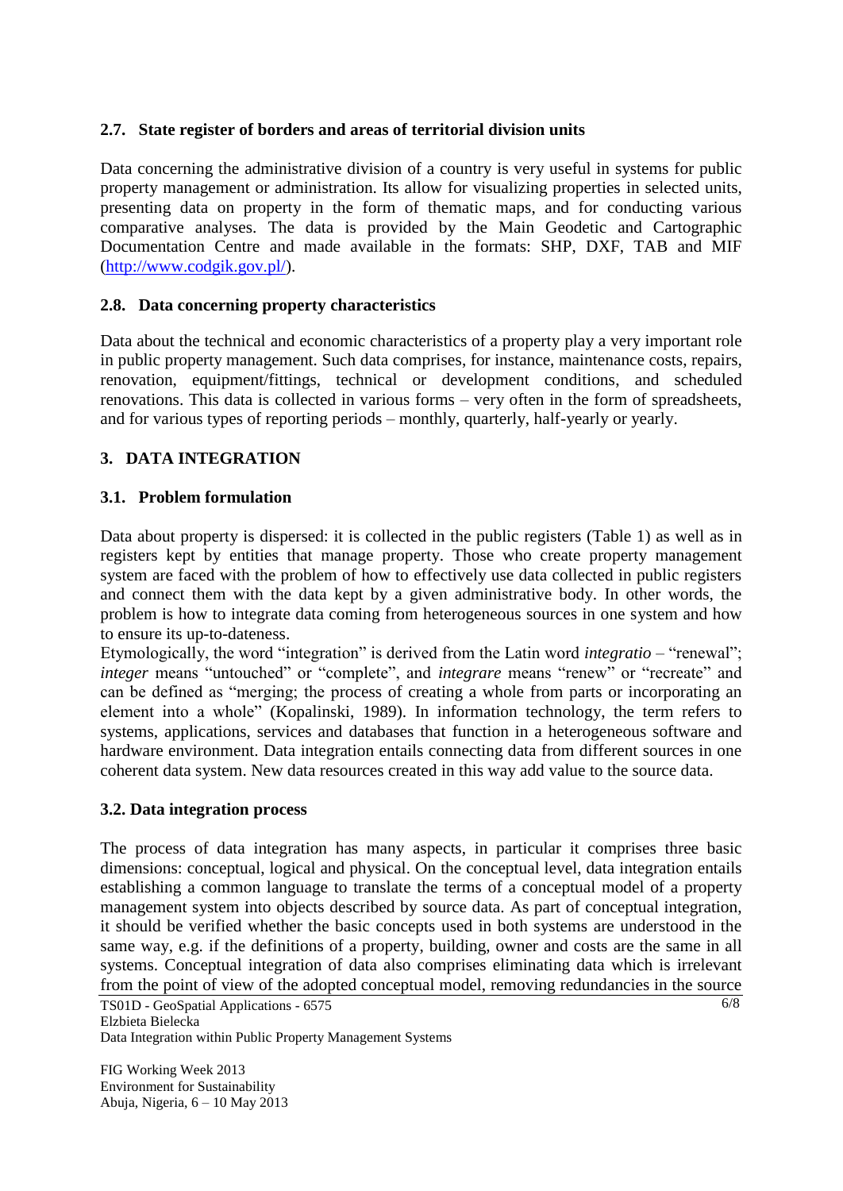### 2.7. State register of borders and areas of territorial division units

Data concerning the administrative division of a country is very useful in systems for public property management or administration. Its allow for visualizing properties in selected units, presenting data on property in the form of thematic maps, and for conducting various comparative analyses. The data is provided by the Main Geodetic and Cartographic Documentation Centre and made available in the formats: SHP, DXF, TAB and MIF (http://www.codgik.gov.pl/).

### 2.8. Data concerning property characteristics

Data about the technical and economic characteristics of a property play a very important role in public property management. Such data comprises, for instance, maintenance costs, repairs, renovation, equipment/fittings, technical or development conditions, and scheduled renovations. This data is collected in various forms – very often in the form of spreadsheets, and for various types of reporting periods – monthly, quarterly, half-yearly or yearly.

## 3. DATA INTEGRATION

### 3.1. Problem formulation

Data about property is dispersed: it is collected in the public registers (Table 1) as well as in registers kept by entities that manage property. Those who create property management system are faced with the problem of how to effectively use data collected in public registers and connect them with the data kept by a given administrative body. In other words, the problem is how to integrate data coming from heterogeneous sources in one system and how to ensure its up-to-dateness.

Etymologically, the word "integration" is derived from the Latin word *integratio* – "renewal"; *integer* means "untouched" or "complete", and *integrare* means "renew" or "recreate" and can be defined as "merging; the process of creating a whole from parts or incorporating an element into a whole" (Kopalinski, 1989). In information technology, the term refers to systems, applications, services and databases that function in a heterogeneous software and hardware environment. Data integration entails connecting data from different sources in one coherent data system. New data resources created in this way add value to the source data.

### 3.2. Data integration process

The process of data integration has many aspects, in particular it comprises three basic dimensions: conceptual, logical and physical. On the conceptual level, data integration entails establishing a common language to translate the terms of a conceptual model of a property management system into objects described by source data. As part of conceptual integration, it should be verified whether the basic concepts used in both systems are understood in the same way, e.g. if the definitions of a property, building, owner and costs are the same in all systems. Conceptual integration of data also comprises eliminating data which is irrelevant from the point of view of the adopted conceptual model, removing redundancies in the source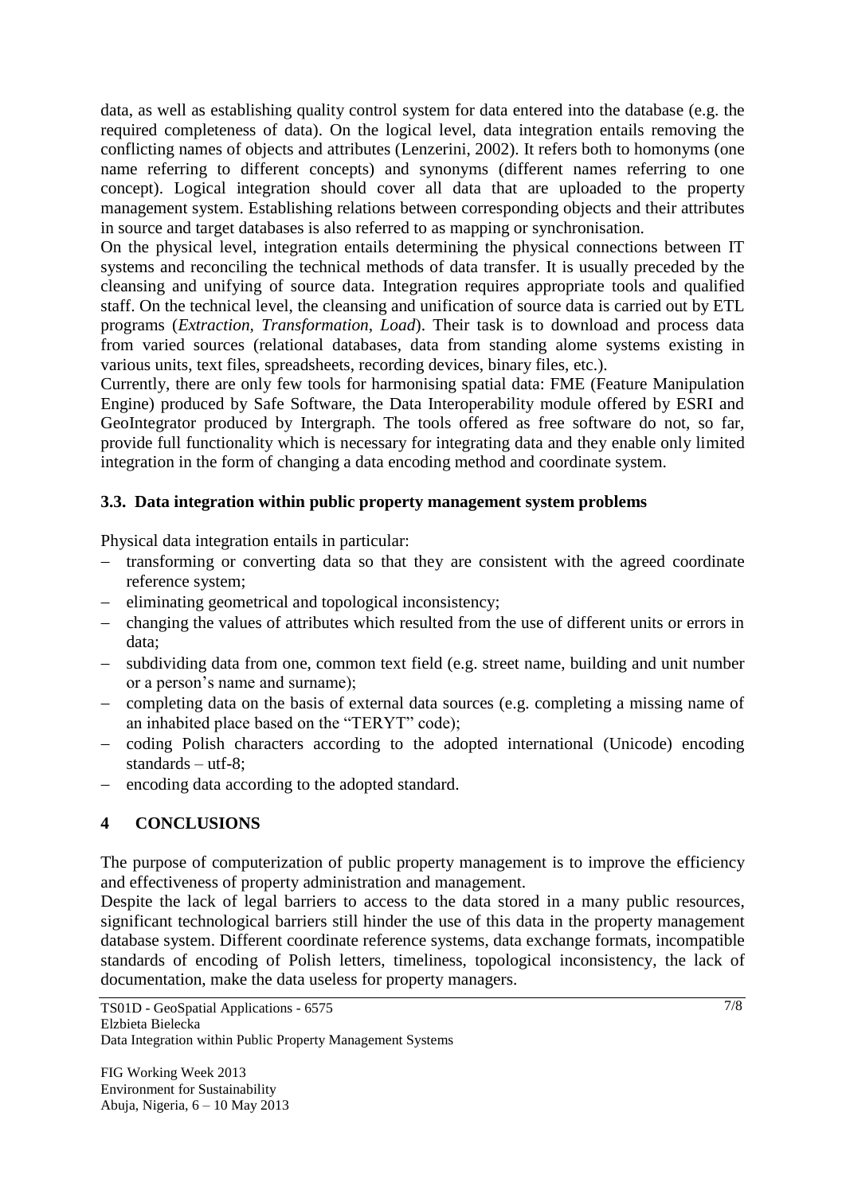data, as well as establishing quality control system for data entered into the database (e.g. the required completeness of data). On the logical level, data integration entails removing the conflicting names of objects and attributes (Lenzerini, 2002). It refers both to homonyms (one name referring to different concepts) and synonyms (different names referring to one concept). Logical integration should cover all data that are uploaded to the property management system. Establishing relations between corresponding objects and their attributes in source and target databases is also referred to as mapping or synchronisation.

On the physical level, integration entails determining the physical connections between IT systems and reconciling the technical methods of data transfer. It is usually preceded by the cleansing and unifying of source data. Integration requires appropriate tools and qualified staff. On the technical level, the cleansing and unification of source data is carried out by ETL programs (*Extraction, Transformation, Load*). Their task is to download and process data from varied sources (relational databases, data from standing alome systems existing in various units, text files, spreadsheets, recording devices, binary files, etc.).

Currently, there are only few tools for harmonising spatial data: FME (Feature Manipulation Engine) produced by Safe Software, the Data Interoperability module offered by ESRI and GeoIntegrator produced by Intergraph. The tools offered as free software do not, so far, provide full functionality which is necessary for integrating data and they enable only limited integration in the form of changing a data encoding method and coordinate system.

### 3.3. Data integration within public property management system problems

Physical data integration entails in particular:

- transforming or converting data so that they are consistent with the agreed coordinate reference system;
- eliminating geometrical and topological inconsistency;
- changing the values of attributes which resulted from the use of different units or errors in data;
- subdividing data from one, common text field (e.g. street name, building and unit number or a person's name and surname);
- completing data on the basis of external data sources (e.g. completing a missing name of an inhabited place based on the "TERYT" code);
- coding Polish characters according to the adopted international (Unicode) encoding standards – utf-8;
- encoding data according to the adopted standard.

## 4 CONCLUSIONS

The purpose of computerization of public property management is to improve the efficiency and effectiveness of property administration and management.

Despite the lack of legal barriers to access to the data stored in a many public resources, significant technological barriers still hinder the use of this data in the property management database system. Different coordinate reference systems, data exchange formats, incompatible standards of encoding of Polish letters, timeliness, topological inconsistency, the lack of documentation, make the data useless for property managers.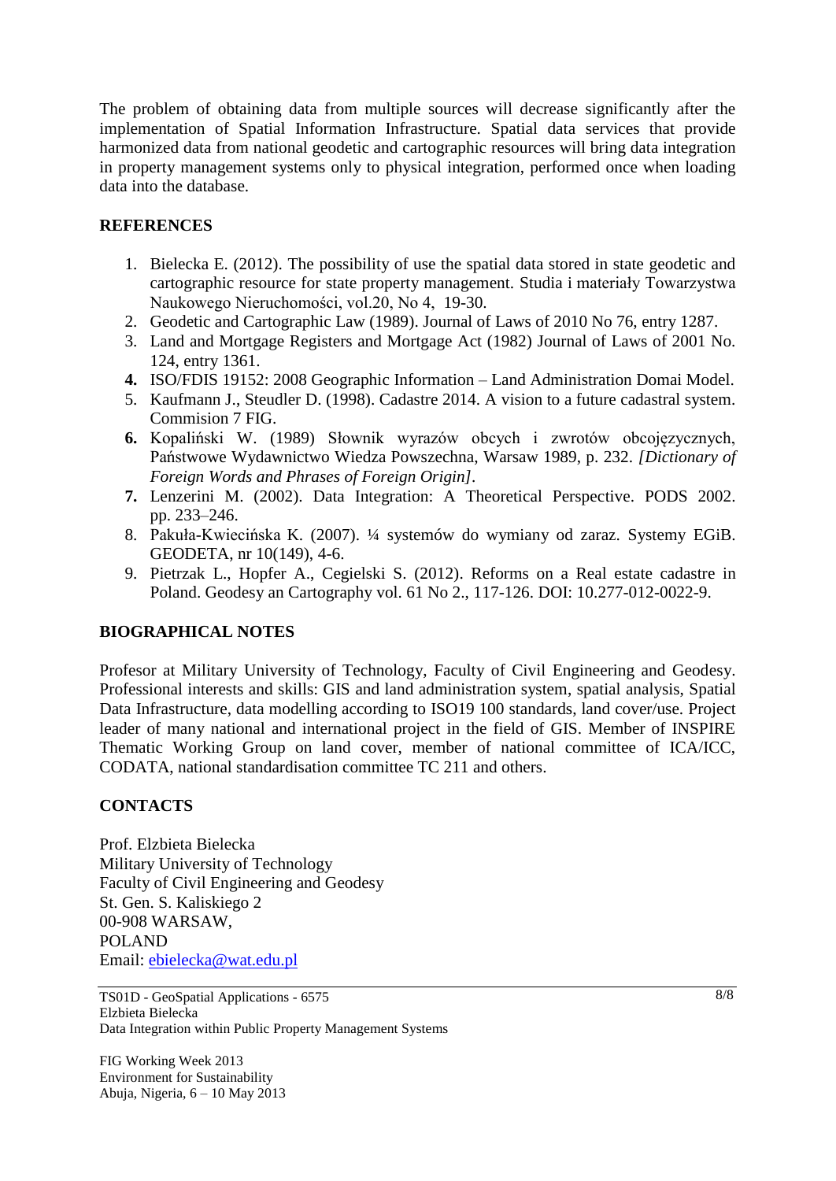The problem of obtaining data from multiple sources will decrease significantly after the implementation of Spatial Information Infrastructure. Spatial data services that provide harmonized data from national geodetic and cartographic resources will bring data integration in property management systems only to physical integration, performed once when loading data into the database.

## REFERENCES

1. Bielecka E. (2012). The possibility of use the spatial data stored in state geodetic and cartographic resource for state property management. Studia i materiały Towarzystwa Naukowego Nieruchomości, vol.20, No 4, 19-30.
2. Geodetic and Cartographic Law (1989). Journal of Laws of 2010 No 76, entry 1287.
3. Land and Mortgage Registers and Mortgage Act (1982) Journal of Laws of 2001 No. 124, entry 1361.
4. ISO/FDIS 19152: 2008 Geographic Information – Land Administration Domai Model.
5. Kaufmann J., Steudler D. (1998). Cadastre 2014. A vision to a future cadastral system. Commision 7 FIG.
6. Kopaliński W. (1989) Słownik wyrazów obcych i zwrotów obcojęzycznych, Państwowe Wydawnictwo Wiedza Powszechna, Warsaw 1989, p. 232. *[Dictionary of Foreign Words and Phrases of Foreign Origin]*.
7. Lenzerini M. (2002). Data Integration: A Theoretical Perspective. PODS 2002. pp. 233–246.
8. Pakuła-Kwiecińska K. (2007). ¼ systemów do wymiany od zaraz. Systemy EGiB. GEODETA, nr 10(149), 4-6.
9. Pietrzak L., Hopfer A., Cegielski S. (2012). Reforms on a Real estate cadastre in Poland. Geodesy an Cartography vol. 61 No 2., 117-126. DOI: 10.277-012-0022-9.

## BIOGRAPHICAL NOTES

Profesor at Military University of Technology, Faculty of Civil Engineering and Geodesy. Professional interests and skills: GIS and land administration system, spatial analysis, Spatial Data Infrastructure, data modelling according to ISO19 100 standards, land cover/use. Project leader of many national and international project in the field of GIS. Member of INSPIRE Thematic Working Group on land cover, member of national committee of ICA/ICC, CODATA, national standardisation committee TC 211 and others.

## CONTACTS

Prof. Elzbieta Bielecka
Military University of Technology
Faculty of Civil Engineering and Geodesy
St. Gen. S. Kaliskiego 2
00-908 WARSAW,
POLAND
Email: ebielecka@wat.edu.pl